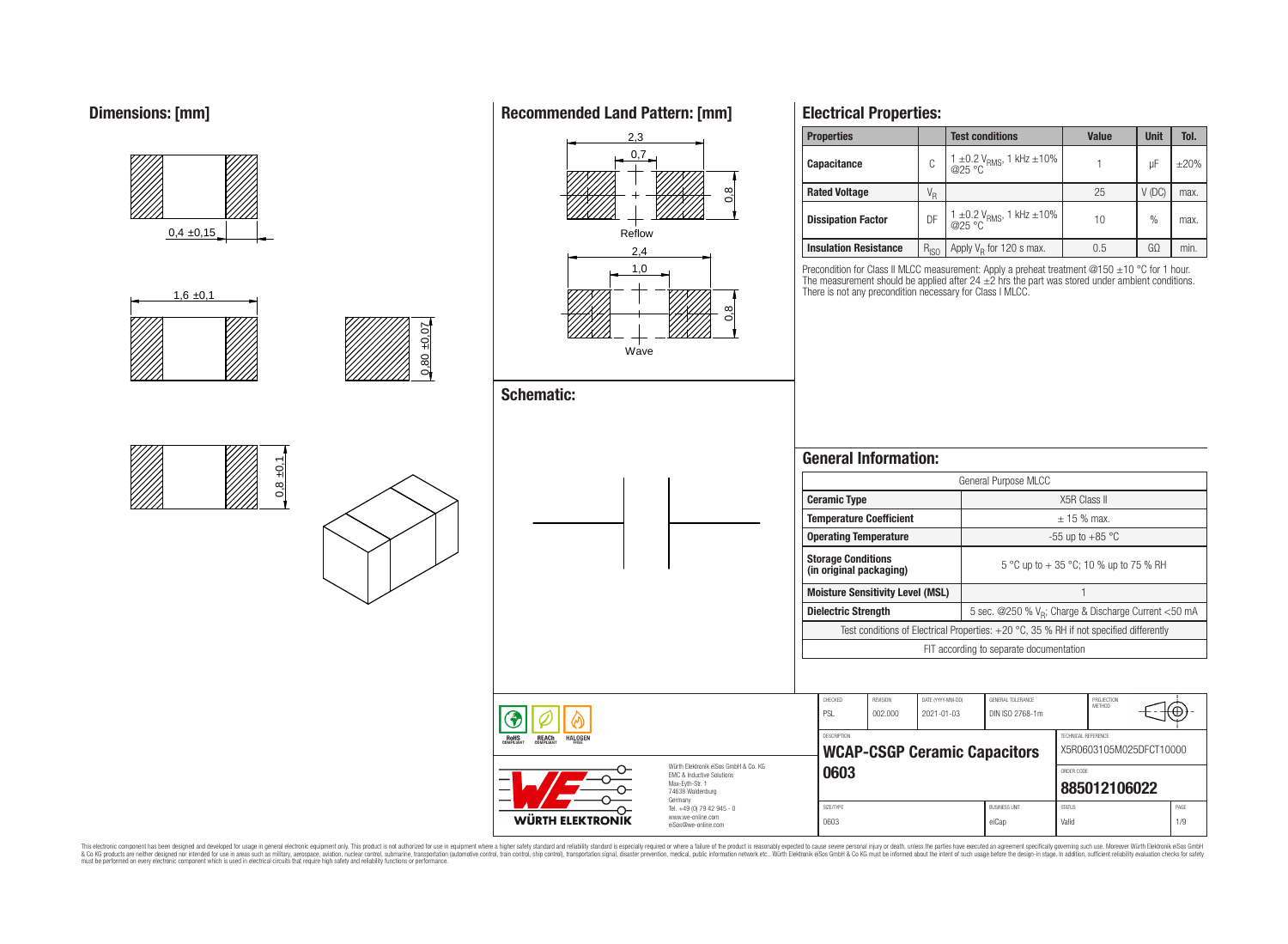## Dimensions: [mm]

0,4 ±0,15

1,6 ±0,1

0,80 ±0,07

0,8 ±0,1

## Recommended Land Pattern: [mm]

2,3

0,7

0,8

Reflow

2,4

1,0

0,8

Wave

## Schematic:

## Electrical Properties:

| Properties | | Test conditions | Value | Unit | Tol. |
|---|---|---|---|---|---|
| Capacitance | C | 1 ±0.2 $V_{RMS}$, 1 kHz ±10% @25 °C | 1 | µF | ±20% |
| Rated Voltage | $V_R$ | | 25 | V (DC) | max. |
| Dissipation Factor | DF | 1 ±0.2 $V_{RMS}$, 1 kHz ±10% @25 °C | 10 | % | max. |
| Insulation Resistance | $R_{ISO}$ | Apply $V_R$ for 120 s max. | 0.5 | GΩ | min. |

Precondition for Class II MLCC measurement: Apply a preheat treatment @150 ±10 °C for 1 hour. The measurement should be applied after 24 ±2 hrs the part was stored under ambient conditions. There is not any precondition necessary for Class I MLCC.

## General Information:

| General Purpose MLCC | |
|---|---|
| Ceramic Type | X5R Class II |
| Temperature Coefficient | ± 15 % max. |
| Operating Temperature | -55 up to +85 °C |
| Storage Conditions (in original packaging) | 5 °C up to + 35 °C; 10 % up to 75 % RH |
| Moisture Sensitivity Level (MSL) | 1 |
| Dielectric Strength | 5 sec. @250 % $V_R$; Charge & Discharge Current <50 mA |
| Test conditions of Electrical Properties: +20 °C, 35 % RH if not specified differently | |
| FIT according to separate documentation | |

| CHECKED | REVISION | DATE (YYYY-MM-DD) | GENERAL TOLERANCE | PROJECTION METHOD |
|---|---|---|---|---|
| PSL | 002.000 | 2021-01-03 | DIN ISO 2768-1m | |

DESCRIPTION: **WCAP-CSGP Ceramic Capacitors 0603**

TECHNICAL REFERENCE: X5R0603105M025DFCT10000

ORDER CODE: **885012106022**

| SIZE/TYPE | BUSINESS UNIT | STATUS | PAGE |
|---|---|---|---|
| 0603 | eiCap | Valid | 1/9 |

RoHS COMPLIANT · REACh COMPLIANT · HALOGEN FREE

WÜRTH ELEKTRONIK

Würth Elektronik eiSos GmbH & Co. KG
EMC & Inductive Solutions
Max-Eyth-Str. 1
74638 Waldenburg
Germany
Tel. +49 (0) 79 42 945 - 0
www.we-online.com
eiSos@we-online.com

This electronic component has been designed and developed for usage in general electronic equipment only. This product is not authorized for use in equipment where a higher safety standard and reliability standard is especially required or where a failure of the product is reasonably expected to cause severe personal injury or death, unless the parties have executed an agreement specifically governing such use. Moreover Würth Elektronik eiSos GmbH & Co KG products are neither designed nor intended for use in areas such as military, aerospace, aviation, nuclear control, submarine, transportation (automotive control, train control, ship control), transportation signal, disaster prevention, medical, public information network etc.. Würth Elektronik eiSos GmbH & Co KG must be informed about the intent of such usage before the design-in stage. In addition, sufficient reliability evaluation checks for safety must be performed on every electronic component which is used in electrical circuits that require high safety and reliability functions or performance.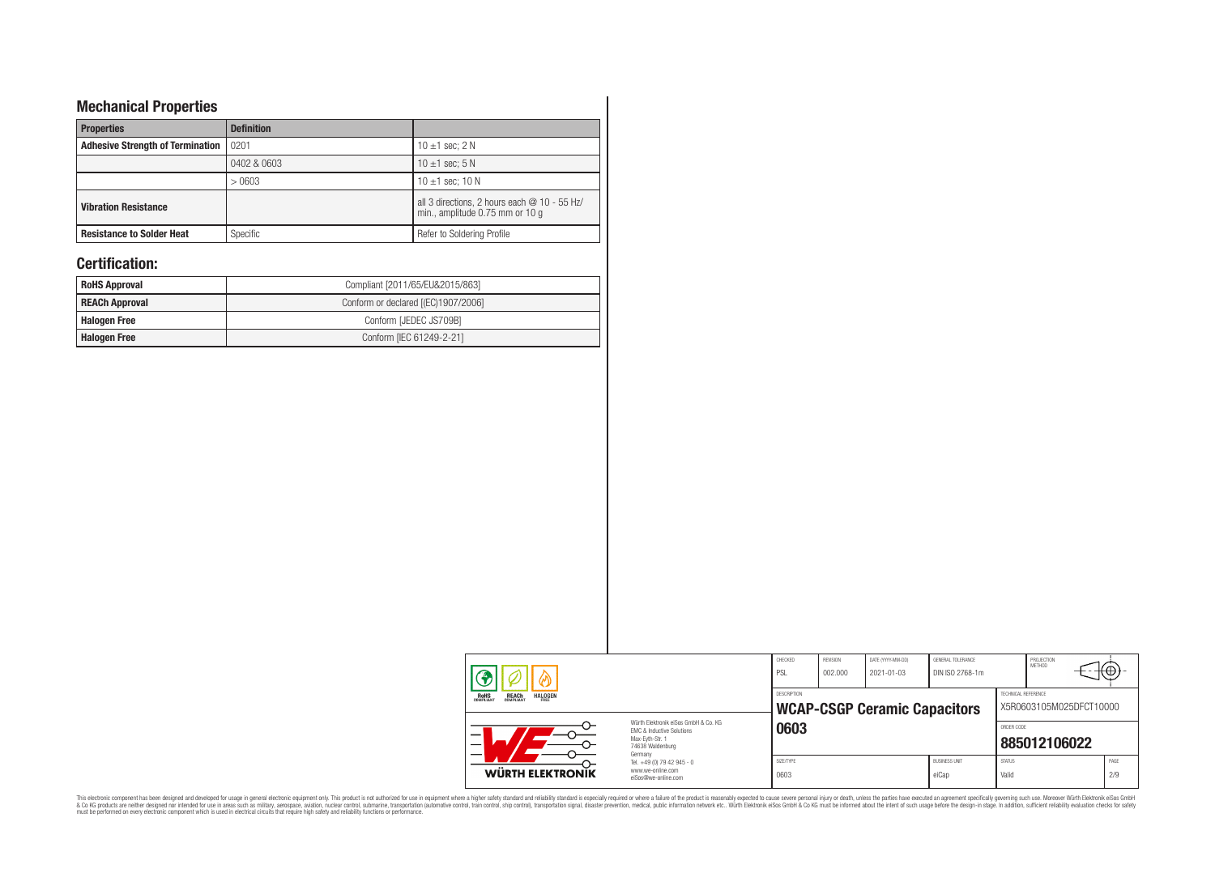## Mechanical Properties

| Properties | Definition | |
|---|---|---|
| Adhesive Strength of Termination | 0201 | 10 ±1 sec; 2 N |
| | 0402 & 0603 | 10 ±1 sec; 5 N |
| | > 0603 | 10 ±1 sec; 10 N |
| Vibration Resistance | | all 3 directions, 2 hours each @ 10 - 55 Hz/ min., amplitude 0.75 mm or 10 g |
| Resistance to Solder Heat | Specific | Refer to Soldering Profile |

## Certification:

| | |
|---|---|
| RoHS Approval | Compliant [2011/65/EU&2015/863] |
| REACh Approval | Conform or declared [(EC)1907/2006] |
| Halogen Free | Conform [JEDEC JS709B] |
| Halogen Free | Conform [IEC 61249-2-21] |

| CHECKED | REVISION | DATE (YYYY-MM-DD) | GENERAL TOLERANCE | PROJECTION METHOD |
|---|---|---|---|---|
| PSL | 002.000 | 2021-01-03 | DIN ISO 2768-1m | |

Würth Elektronik eiSos GmbH & Co. KG
EMC & Inductive Solutions
Max-Eyth-Str. 1
74638 Waldenburg
Germany
Tel. +49 (0) 79 42 945 - 0
www.we-online.com
eiSos@we-online.com

DESCRIPTION: **WCAP-CSGP Ceramic Capacitors 0603**

TECHNICAL REFERENCE: X5R0603105M025DFCT10000

ORDER CODE: **885012106022**

| SIZE/TYPE | BUSINESS UNIT | STATUS | PAGE |
|---|---|---|---|
| 0603 | eiCap | Valid | 2/9 |

This electronic component has been designed and developed for usage in general electronic equipment only. This product is not authorized for use in equipment where a higher safety standard and reliability standard is especially required or where a failure of the product is reasonably expected to cause severe personal injury or death, unless the parties have executed an agreement specifically governing such use. Moreover Würth Elektronik eiSos GmbH & Co KG products are neither designed nor intended for use in areas such as military, aerospace, aviation, nuclear control, submarine, transportation (automotive control, train control, ship control), transportation signal, disaster prevention, medical, public information network etc.. Würth Elektronik eiSos GmbH & Co KG must be informed about the intent of such usage before the design-in stage. In addition, sufficient reliability evaluation checks for safety must be performed on every electronic component which is used in electrical circuits that require high safety and reliability functions or performance.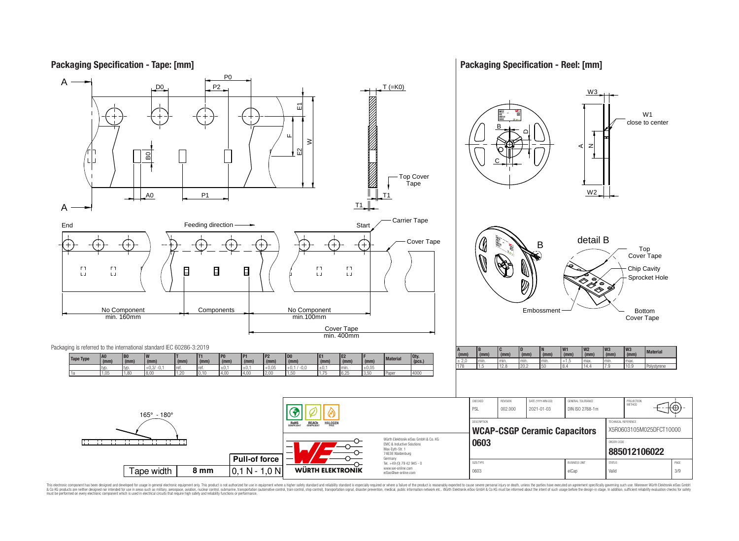## Packaging Specification - Tape: [mm]

Packaging is referred to the international standard IEC 60286-3:2019

| Tape Type | A0 (mm) | B0 (mm) | W (mm) | T (mm) | T1 (mm) | P0 (mm) | P1 (mm) | P2 (mm) | D0 (mm) | E1 (mm) | E2 (mm) | F (mm) | Material | Qty. (pcs.) |
|---|---|---|---|---|---|---|---|---|---|---|---|---|---|---|
| | typ. | typ. | +0,3/ -0,1 | ref. | ref. | ±0,1 | ±0,1 | +0,05 | +0,1 / -0,0 | ±0,1 | min. | ±0,05 | | |
| 1a | 1,05 | 1,80 | 8,00 | 1,20 | 0,10 | 4,00 | 4,00 | 2,00 | 1,50 | 1,75 | 6,25 | 3,50 | Paper | 4000 |

No Component min. 160mm — Components — No Component min.100mm — Cover Tape min. 400mm

Feeding direction: End → Start

165° - 180°

| Tape width | 8 mm |
|---|---|
| Pull-of force | 0,1 N - 1,0 N |

## Packaging Specification - Reel: [mm]

| A (mm) | B (mm) | C (mm) | D (mm) | N (mm) | W1 (mm) | W2 (mm) | W3 (mm) | W3 (mm) | Material |
|---|---|---|---|---|---|---|---|---|---|
| ± 2,0 | min. | min. | min. | min. | +1,5 | max. | min. | max. | |
| 178 | 1.5 | 12.8 | 20.2 | 50 | 8.4 | 14.4 | 7.9 | 10.9 | Polystyrene |

W1 close to center

detail B: Top Cover Tape, Chip Cavity, Sprocket Hole, Embossment, Bottom Cover Tape

| CHECKED | REVISION | DATE (YYYY-MM-DD) | GENERAL TOLERANCE | PROJECTION METHOD |
|---|---|---|---|---|
| PSL | 002.000 | 2021-01-03 | DIN ISO 2768-1m | |

DESCRIPTION: **WCAP-CSGP Ceramic Capacitors 0603**

TECHNICAL REFERENCE: X5R0603105M025DFCT10000

ORDER CODE: **885012106022**

SIZE/TYPE: 0603 | BUSINESS UNIT: eiCap | STATUS: Valid | PAGE: 3/9

Würth Elektronik eiSos GmbH & Co. KG
EMC & Inductive Solutions
Max-Eyth-Str. 1
74638 Waldenburg
Germany
Tel. +49 (0) 79 42 945 - 0
www.we-online.com
eiSos@we-online.com

RoHS COMPLIANT, REACh COMPLIANT, HALOGEN FREE

This electronic component has been designed and developed for usage in general electronic equipment only. This product is not authorized for use in equipment where a higher safety standard and reliability standard is especially required or where a failure of the product is reasonably expected to cause severe personal injury or death, unless the parties have executed an agreement specifically governing such use. Moreover Würth Elektronik eiSos GmbH & Co KG products are neither designed nor intended for use in areas such as military, aerospace, aviation, nuclear control, submarine, transportation (automotive control, train control, ship control), transportation signal, disaster prevention, medical, public information network etc.. Würth Elektronik eiSos GmbH & Co KG must be informed about the intent of such usage before the design-in stage. In addition, sufficient reliability evaluation checks for safety must be performed on every electronic component which is used in electrical circuits that require high safety and reliability functions or performance.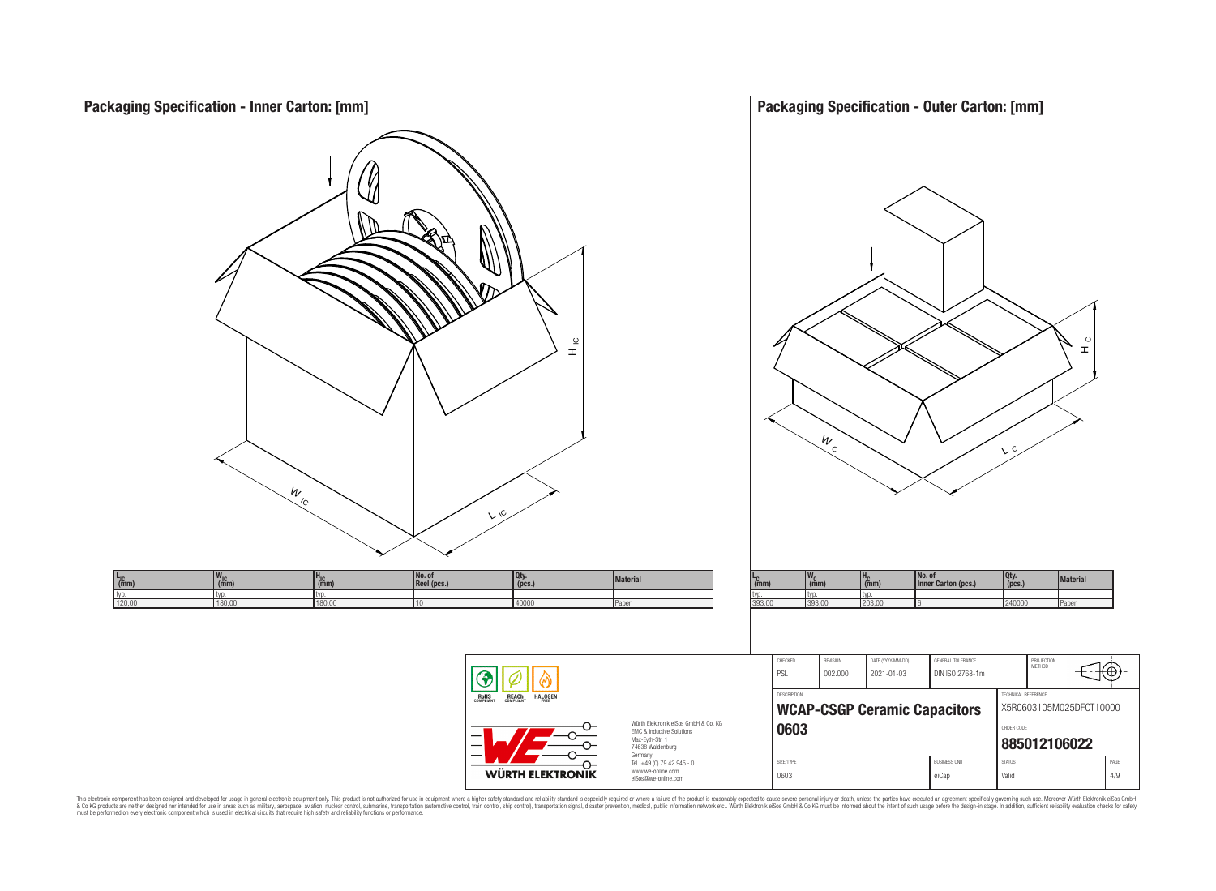## Packaging Specification - Inner Carton: [mm]

| $L_{IC}$ (mm) | $W_{IC}$ (mm) | $H_{IC}$ (mm) | No. of Reel (pcs.) | Qty. (pcs.) | Material |
|---|---|---|---|---|---|
| typ. | typ. | typ. | | | |
| 120,00 | 180,00 | 180,00 | 10 | 40000 | Paper |

## Packaging Specification - Outer Carton: [mm]

| $L_C$ (mm) | $W_C$ (mm) | $H_C$ (mm) | No. of Inner Carton (pcs.) | Qty. (pcs.) | Material |
|---|---|---|---|---|---|
| typ. | typ. | typ. | | | |
| 393,00 | 393,00 | 203,00 | 6 | 240000 | Paper |

| CHECKED | REVISION | DATE (YYYY-MM-DD) | GENERAL TOLERANCE | PROJECTION METHOD |
|---|---|---|---|---|
| PSL | 002.000 | 2021-01-03 | DIN ISO 2768-1m | |

RoHS COMPLIANT · REACh COMPLIANT · HALOGEN FREE

Würth Elektronik eiSos GmbH & Co. KG
EMC & Inductive Solutions
Max-Eyth-Str. 1
74638 Waldenburg
Germany
Tel. +49 (0) 79 42 945 - 0
www.we-online.com
eiSos@we-online.com

WÜRTH ELEKTRONIK

DESCRIPTION
**WCAP-CSGP Ceramic Capacitors**
**0603**

TECHNICAL REFERENCE: X5R0603105M025DFCT10000

ORDER CODE: **885012106022**

| SIZE/TYPE | BUSINESS UNIT | STATUS | PAGE |
|---|---|---|---|
| 0603 | eiCap | Valid | 4/9 |

This electronic component has been designed and developed for usage in general electronic equipment only. This product is not authorized for use in equipment where a higher safety standard and reliability standard is especially required or where a failure of the product is reasonably expected to cause severe personal injury or death, unless the parties have executed an agreement specifically governing such use. Moreover Würth Elektronik eiSos GmbH & Co KG products are neither designed nor intended for use in areas such as military, aerospace, aviation, nuclear control, submarine, transportation (automotive control, train control, ship control), transportation signal, disaster prevention, medical, public information network etc.. Würth Elektronik eiSos GmbH & Co KG must be informed about the intent of such usage before the design-in stage. In addition, sufficient reliability evaluation checks for safety must be performed on every electronic component which is used in electrical circuits that require high safety and reliability functions or performance.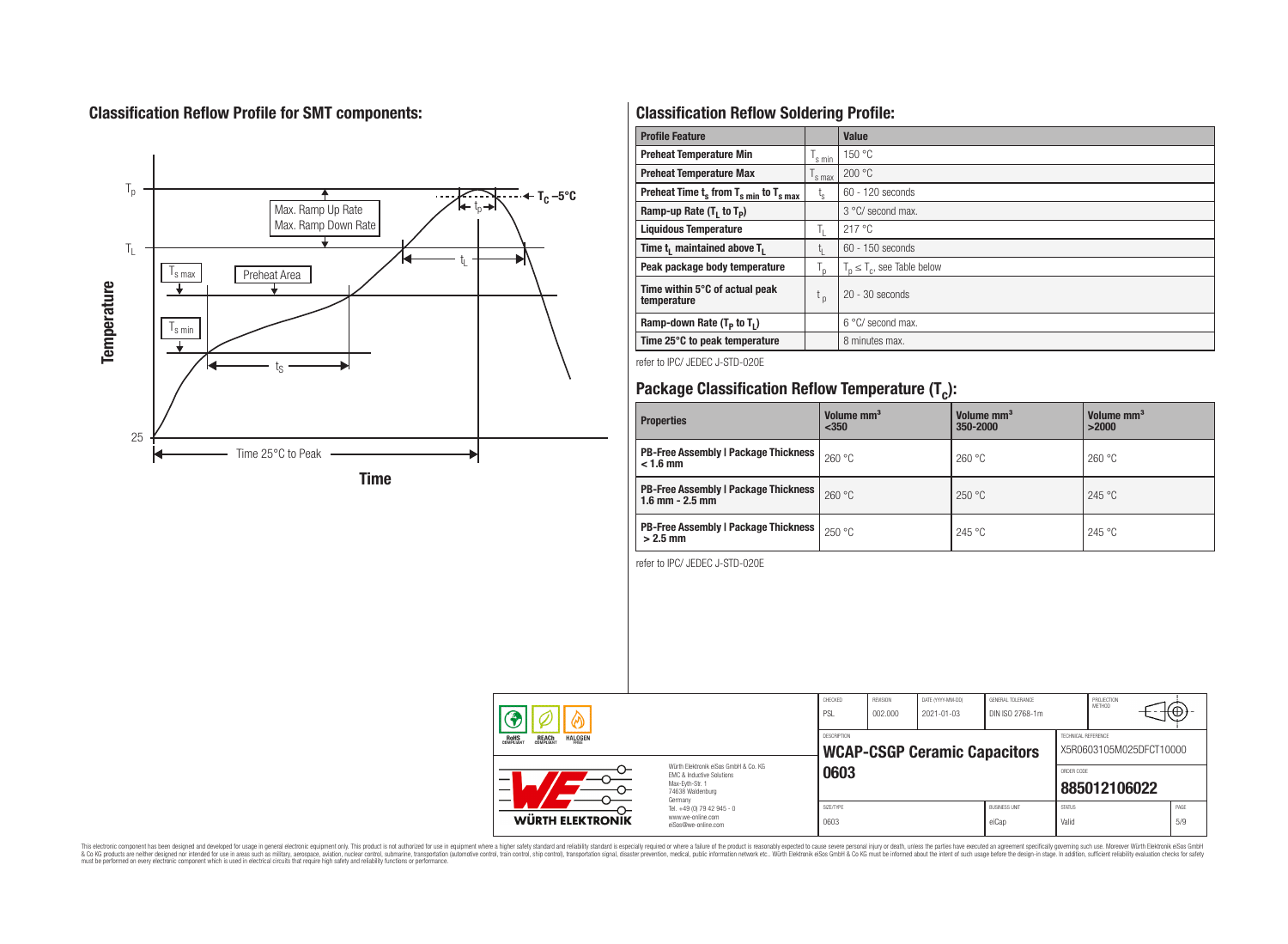## Classification Reflow Profile for SMT components:

## Classification Reflow Soldering Profile:

| Profile Feature | | Value |
|---|---|---|
| Preheat Temperature Min | $T_{s\ min}$ | 150 °C |
| Preheat Temperature Max | $T_{s\ max}$ | 200 °C |
| Preheat Time $t_s$ from $T_{s\ min}$ to $T_{s\ max}$ | $t_s$ | 60 - 120 seconds |
| Ramp-up Rate ($T_L$ to $T_P$) | | 3 °C/ second max. |
| Liquidous Temperature | $T_L$ | 217 °C |
| Time $t_L$ maintained above $T_L$ | $t_L$ | 60 - 150 seconds |
| Peak package body temperature | $T_p$ | $T_p \leq T_c$, see Table below |
| Time within 5°C of actual peak temperature | $t_p$ | 20 - 30 seconds |
| Ramp-down Rate ($T_P$ to $T_L$) | | 6 °C/ second max. |
| Time 25°C to peak temperature | | 8 minutes max. |

refer to IPC/ JEDEC J-STD-020E

## Package Classification Reflow Temperature ($T_C$):

| Properties | Volume mm³ <350 | Volume mm³ 350-2000 | Volume mm³ >2000 |
|---|---|---|---|
| PB-Free Assembly \| Package Thickness < 1.6 mm | 260 °C | 260 °C | 260 °C |
| PB-Free Assembly \| Package Thickness 1.6 mm - 2.5 mm | 260 °C | 250 °C | 245 °C |
| PB-Free Assembly \| Package Thickness > 2.5 mm | 250 °C | 245 °C | 245 °C |

refer to IPC/ JEDEC J-STD-020E

| CHECKED | REVISION | DATE (YYYY-MM-DD) | GENERAL TOLERANCE | PROJECTION METHOD |
|---|---|---|---|---|
| PSL | 002.000 | 2021-01-03 | DIN ISO 2768-1m | |

Würth Elektronik eiSos GmbH & Co. KG
EMC & Inductive Solutions
Max-Eyth-Str. 1
74638 Waldenburg
Germany
Tel. +49 (0) 79 42 945 - 0
www.we-online.com
eiSos@we-online.com

DESCRIPTION: **WCAP-CSGP Ceramic Capacitors 0603**

TECHNICAL REFERENCE: X5R0603105M025DFCT10000

ORDER CODE: **885012106022**

SIZE/TYPE: 0603 | BUSINESS UNIT: eiCap | STATUS: Valid

This electronic component has been designed and developed for usage in general electronic equipment only. This product is not authorized for use in equipment where a higher safety standard and reliability standard is especially required or where a failure of the product is reasonably expected to cause severe personal injury or death, unless the parties have executed an agreement specifically governing such use. Moreover Würth Elektronik eiSos GmbH & Co KG products are neither designed nor intended for use in areas such as military, aerospace, aviation, nuclear control, submarine, transportation (automotive control, train control, ship control), transportation signal, disaster prevention, medical, public information network etc.. Würth Elektronik eiSos GmbH & Co KG must be informed about the intent of such usage before the design-in stage. In addition, sufficient reliability evaluation checks for safety must be performed on every electronic component which is used in electrical circuits that require high safety and reliability functions or performance.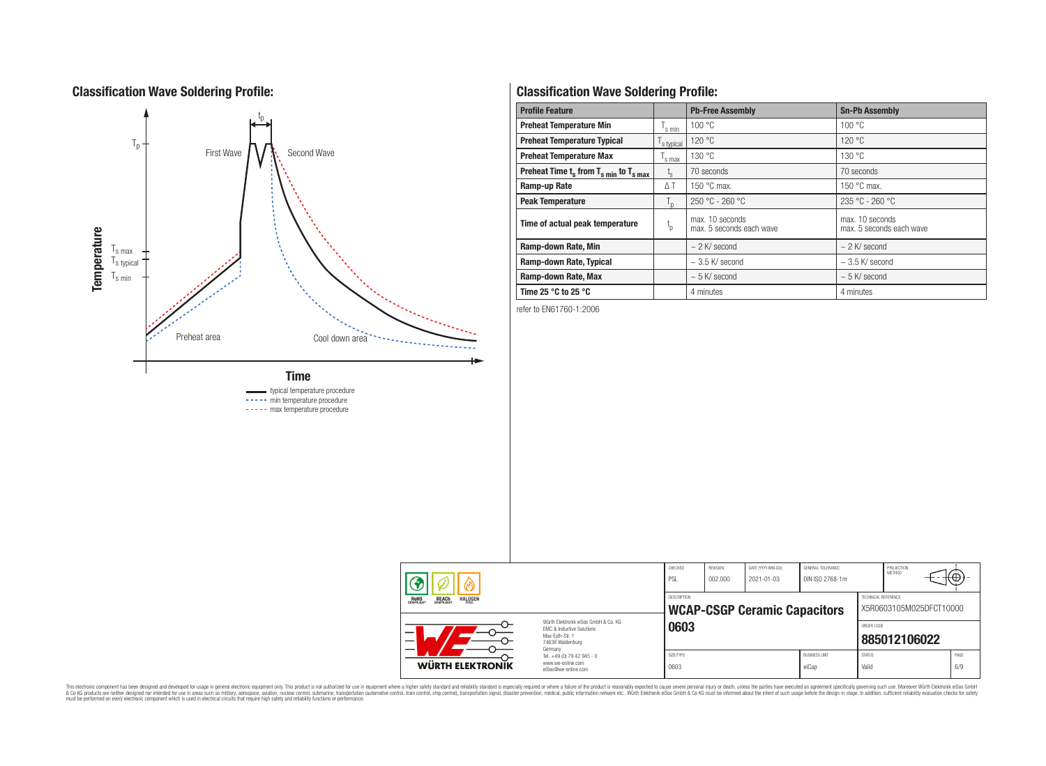## Classification Wave Soldering Profile:

## Classification Wave Soldering Profile:

| Profile Feature | | Pb-Free Assembly | Sn-Pb Assembly |
|---|---|---|---|
| Preheat Temperature Min | $T_{s\,min}$ | 100 °C | 100 °C |
| Preheat Temperature Typical | $T_{s\,typical}$ | 120 °C | 120 °C |
| Preheat Temperature Max | $T_{s\,max}$ | 130 °C | 130 °C |
| Preheat Time $t_s$ from $T_{s\,min}$ to $T_{s\,max}$ | $t_s$ | 70 seconds | 70 seconds |
| Ramp-up Rate | ΔT | 150 °C max. | 150 °C max. |
| Peak Temperature | $T_p$ | 250 °C - 260 °C | 235 °C - 260 °C |
| Time of actual peak temperature | $t_p$ | max. 10 seconds max. 5 seconds each wave | max. 10 seconds max. 5 seconds each wave |
| Ramp-down Rate, Min | | ~ 2 K/ second | ~ 2 K/ second |
| Ramp-down Rate, Typical | | ~ 3.5 K/ second | ~ 3.5 K/ second |
| Ramp-down Rate, Max | | ~ 5 K/ second | ~ 5 K/ second |
| Time 25 °C to 25 °C | | 4 minutes | 4 minutes |

refer to EN61760-1:2006

| CHECKED | REVISION | DATE (YYYY-MM-DD) | GENERAL TOLERANCE | PROJECTION METHOD |
|---|---|---|---|---|
| PSL | 002.000 | 2021-01-03 | DIN ISO 2768-1m | |

DESCRIPTION: **WCAP-CSGP Ceramic Capacitors 0603**

TECHNICAL REFERENCE: X5R0603105M025DFCT10000

ORDER CODE: **885012106022**

SIZE/TYPE: 0603 | BUSINESS UNIT: eiCap | STATUS: Valid

Würth Elektronik eiSos GmbH & Co. KG
EMC & Inductive Solutions
Max-Eyth-Str. 1
74638 Waldenburg
Germany
Tel. +49 (0) 79 42 945 - 0
www.we-online.com
eiSos@we-online.com

This electronic component has been designed and developed for usage in general electronic equipment only. This product is not authorized for use in equipment where a higher safety standard and reliability standard is especially required or where a failure of the product is reasonably expected to cause severe personal injury or death, unless the parties have executed an agreement specifically governing such use. Moreover Würth Elektronik eiSos GmbH & Co KG products are neither designed nor intended for use in areas such as military, aerospace, aviation, nuclear control, submarine, transportation (automotive control, train control, ship control), transportation signal, disaster prevention, medical, public information network etc.. Würth Elektronik eiSos GmbH & Co KG must be informed about the intent of such usage before the design-in stage. In addition, sufficient reliability evaluation checks for safety must be performed on every electronic component which is used in electrical circuits that require high safety and reliability functions or performance.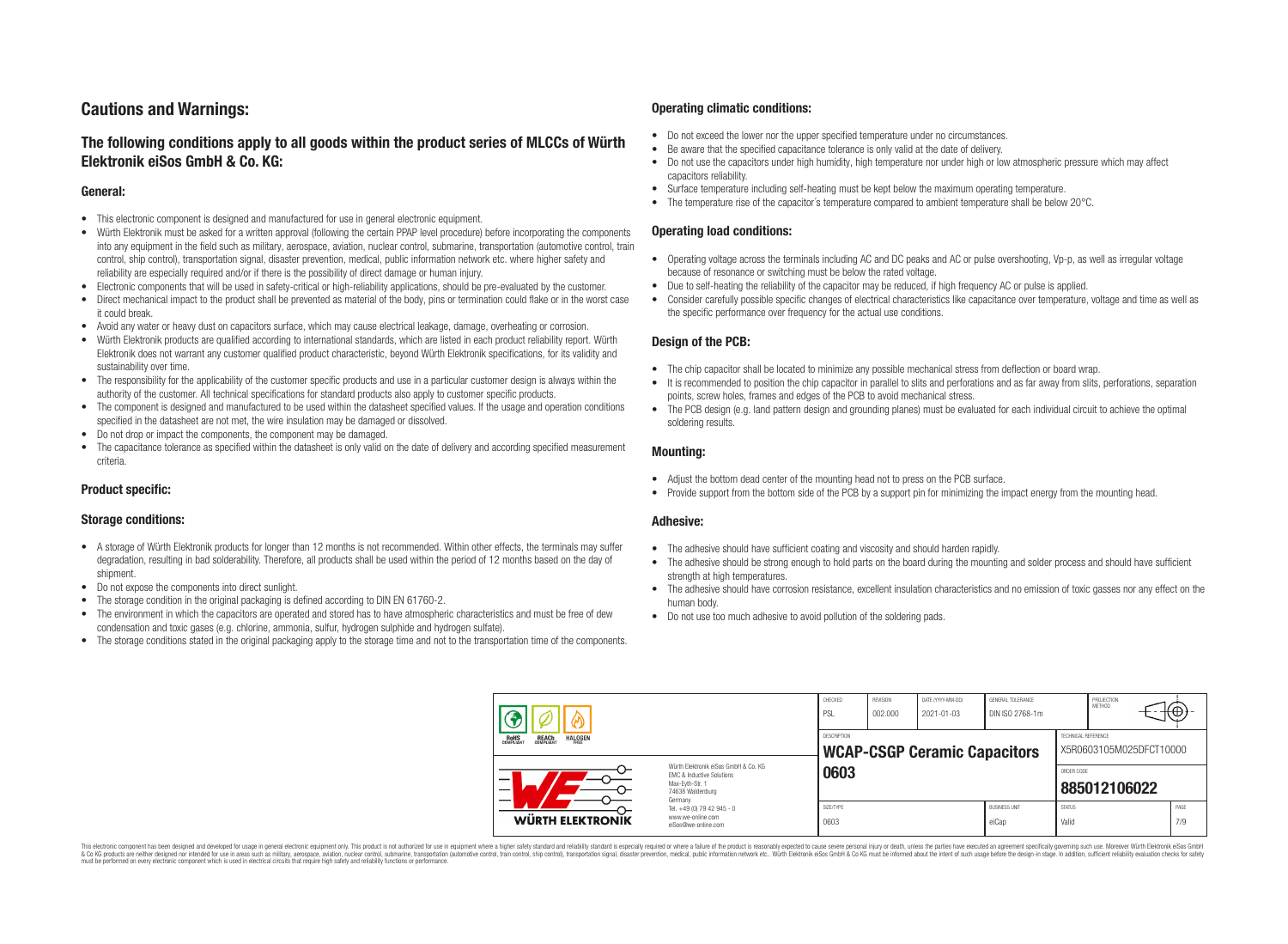# Cautions and Warnings:

## The following conditions apply to all goods within the product series of MLCCs of Würth Elektronik eiSos GmbH & Co. KG:

### General:

- This electronic component is designed and manufactured for use in general electronic equipment.
- Würth Elektronik must be asked for a written approval (following the certain PPAP level procedure) before incorporating the components into any equipment in the field such as military, aerospace, aviation, nuclear control, submarine, transportation (automotive control, train control, ship control), transportation signal, disaster prevention, medical, public information network etc. where higher safety and reliability are especially required and/or if there is the possibility of direct damage or human injury.
- Electronic components that will be used in safety-critical or high-reliability applications, should be pre-evaluated by the customer.
- Direct mechanical impact to the product shall be prevented as material of the body, pins or termination could flake or in the worst case it could break.
- Avoid any water or heavy dust on capacitors surface, which may cause electrical leakage, damage, overheating or corrosion.
- Würth Elektronik products are qualified according to international standards, which are listed in each product reliability report. Würth Elektronik does not warrant any customer qualified product characteristic, beyond Würth Elektronik specifications, for its validity and sustainability over time.
- The responsibility for the applicability of the customer specific products and use in a particular customer design is always within the authority of the customer. All technical specifications for standard products also apply to customer specific products.
- The component is designed and manufactured to be used within the datasheet specified values. If the usage and operation conditions specified in the datasheet are not met, the wire insulation may be damaged or dissolved.
- Do not drop or impact the components, the component may be damaged.
- The capacitance tolerance as specified within the datasheet is only valid on the date of delivery and according specified measurement criteria.

### Product specific:

### Storage conditions:

- A storage of Würth Elektronik products for longer than 12 months is not recommended. Within other effects, the terminals may suffer degradation, resulting in bad solderability. Therefore, all products shall be used within the period of 12 months based on the day of shipment.
- Do not expose the components into direct sunlight.
- The storage condition in the original packaging is defined according to DIN EN 61760-2.
- The environment in which the capacitors are operated and stored has to have atmospheric characteristics and must be free of dew condensation and toxic gases (e.g. chlorine, ammonia, sulfur, hydrogen sulphide and hydrogen sulfate).
- The storage conditions stated in the original packaging apply to the storage time and not to the transportation time of the components.

### Operating climatic conditions:

- Do not exceed the lower nor the upper specified temperature under no circumstances.
- Be aware that the specified capacitance tolerance is only valid at the date of delivery.
- Do not use the capacitors under high humidity, high temperature nor under high or low atmospheric pressure which may affect capacitors reliability.
- Surface temperature including self-heating must be kept below the maximum operating temperature.
- The temperature rise of the capacitor´s temperature compared to ambient temperature shall be below 20°C.

### Operating load conditions:

- Operating voltage across the terminals including AC and DC peaks and AC or pulse overshooting, Vp-p, as well as irregular voltage because of resonance or switching must be below the rated voltage.
- Due to self-heating the reliability of the capacitor may be reduced, if high frequency AC or pulse is applied.
- Consider carefully possible specific changes of electrical characteristics like capacitance over temperature, voltage and time as well as the specific performance over frequency for the actual use conditions.

### Design of the PCB:

- The chip capacitor shall be located to minimize any possible mechanical stress from deflection or board wrap.
- It is recommended to position the chip capacitor in parallel to slits and perforations and as far away from slits, perforations, separation points, screw holes, frames and edges of the PCB to avoid mechanical stress.
- The PCB design (e.g. land pattern design and grounding planes) must be evaluated for each individual circuit to achieve the optimal soldering results.

### Mounting:

- Adjust the bottom dead center of the mounting head not to press on the PCB surface.
- Provide support from the bottom side of the PCB by a support pin for minimizing the impact energy from the mounting head.

### Adhesive:

- The adhesive should have sufficient coating and viscosity and should harden rapidly.
- The adhesive should be strong enough to hold parts on the board during the mounting and solder process and should have sufficient strength at high temperatures.
- The adhesive should have corrosion resistance, excellent insulation characteristics and no emission of toxic gasses nor any effect on the human body.
- Do not use too much adhesive to avoid pollution of the soldering pads.

| CHECKED | REVISION | DATE (YYYY-MM-DD) | GENERAL TOLERANCE | PROJECTION METHOD |
|---|---|---|---|---|
| PSL | 002.000 | 2021-01-03 | DIN ISO 2768-1m | |

| DESCRIPTION | TECHNICAL REFERENCE |
|---|---|
| WCAP-CSGP Ceramic Capacitors 0603 | X5R0603105M025DFCT10000 |
| | ORDER CODE: 885012106022 |

| SIZE/TYPE | BUSINESS UNIT | STATUS | PAGE |
|---|---|---|---|
| 0603 | eiCap | Valid | 7/9 |

Würth Elektronik eiSos GmbH & Co. KG
EMC & Inductive Solutions
Max-Eyth-Str. 1
74638 Waldenburg
Germany
Tel. +49 (0) 79 42 945 - 0
www.we-online.com
eiSos@we-online.com

This electronic component has been designed and developed for usage in general electronic equipment only. This product is not authorized for use in equipment where a higher safety standard and reliability standard is especially required or where a failure of the product is reasonably expected to cause severe personal injury or death, unless the parties have executed an agreement specifically governing such use. Moreover Würth Elektronik eiSos GmbH & Co KG products are neither designed nor intended for use in areas such as military, aerospace, aviation, nuclear control, submarine, transportation (automotive control, train control, ship control), transportation signal, disaster prevention, medical, public information network etc.. Würth Elektronik eiSos GmbH & Co KG must be informed about the intent of such usage before the design-in stage. In addition, sufficient reliability evaluation checks for safety must be performed on every electronic component which is used in electrical circuits that require high safety and reliability functions or performance.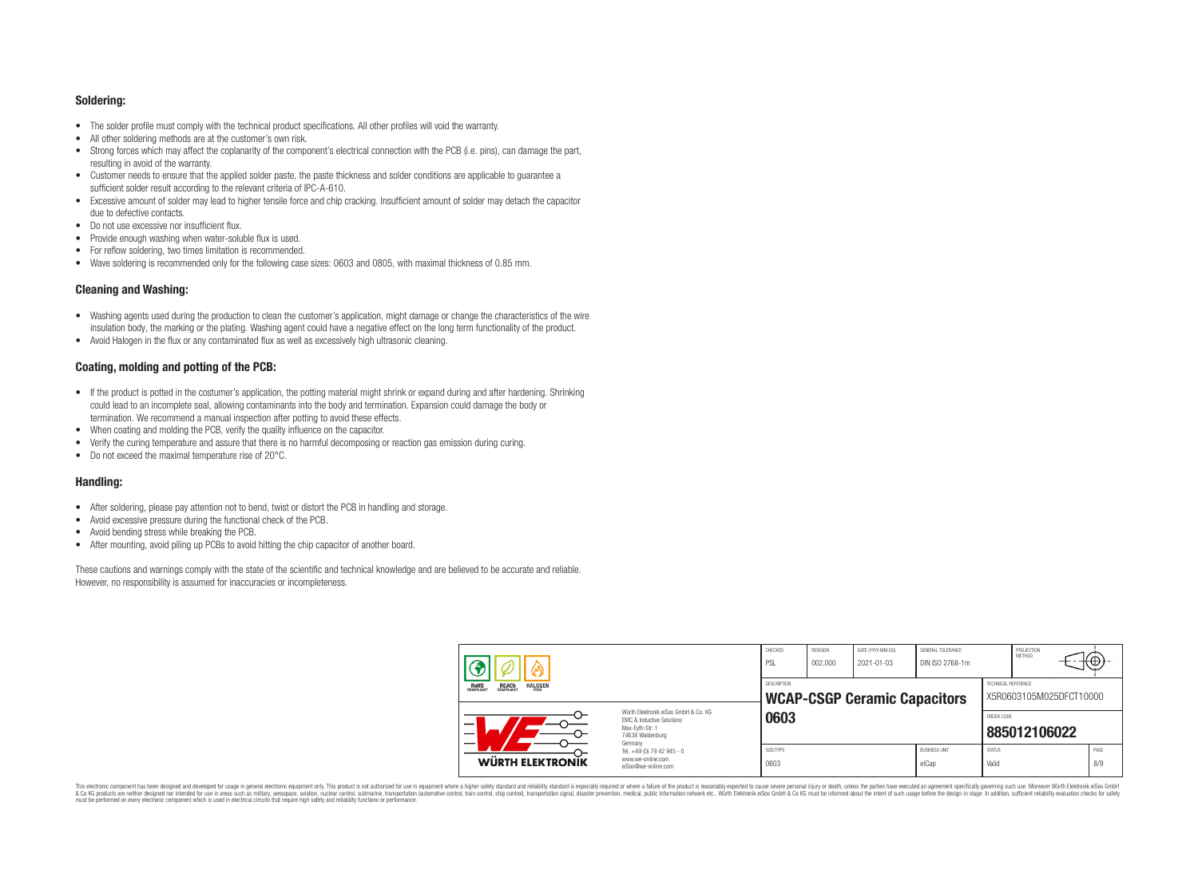### Soldering:

- The solder profile must comply with the technical product specifications. All other profiles will void the warranty.
- All other soldering methods are at the customer's own risk.
- Strong forces which may affect the coplanarity of the component's electrical connection with the PCB (i.e. pins), can damage the part, resulting in avoid of the warranty.
- Customer needs to ensure that the applied solder paste, the paste thickness and solder conditions are applicable to guarantee a sufficient solder result according to the relevant criteria of IPC-A-610.
- Excessive amount of solder may lead to higher tensile force and chip cracking. Insufficient amount of solder may detach the capacitor due to defective contacts.
- Do not use excessive nor insufficient flux.
- Provide enough washing when water-soluble flux is used.
- For reflow soldering, two times limitation is recommended.
- Wave soldering is recommended only for the following case sizes: 0603 and 0805, with maximal thickness of 0.85 mm.

### Cleaning and Washing:

- Washing agents used during the production to clean the customer's application, might damage or change the characteristics of the wire insulation body, the marking or the plating. Washing agent could have a negative effect on the long term functionality of the product.
- Avoid Halogen in the flux or any contaminated flux as well as excessively high ultrasonic cleaning.

### Coating, molding and potting of the PCB:

- If the product is potted in the costumer's application, the potting material might shrink or expand during and after hardening. Shrinking could lead to an incomplete seal, allowing contaminants into the body and termination. Expansion could damage the body or termination. We recommend a manual inspection after potting to avoid these effects.
- When coating and molding the PCB, verify the quality influence on the capacitor.
- Verify the curing temperature and assure that there is no harmful decomposing or reaction gas emission during curing.
- Do not exceed the maximal temperature rise of 20°C.

### Handling:

- After soldering, please pay attention not to bend, twist or distort the PCB in handling and storage.
- Avoid excessive pressure during the functional check of the PCB.
- Avoid bending stress while breaking the PCB.
- After mounting, avoid piling up PCBs to avoid hitting the chip capacitor of another board.

These cautions and warnings comply with the state of the scientific and technical knowledge and are believed to be accurate and reliable. However, no responsibility is assumed for inaccuracies or incompleteness.

| CHECKED | REVISION | DATE (YYYY-MM-DD) | GENERAL TOLERANCE | PROJECTION METHOD |
|---|---|---|---|---|
| PSL | 002.000 | 2021-01-03 | DIN ISO 2768-1m | |
| DESCRIPTION | | | | TECHNICAL REFERENCE |
| **WCAP-CSGP Ceramic Capacitors 0603** | | | | X5R0603105M025DFCT10000 |
| | | | | ORDER CODE |
| | | | | **885012106022** |
| SIZE/TYPE | | | BUSINESS UNIT | STATUS |
| 0603 | | | eiCap | Valid |

Würth Elektronik eiSos GmbH & Co. KG
EMC & Inductive Solutions
Max-Eyth-Str. 1
74638 Waldenburg
Germany
Tel. +49 (0) 79 42 945 - 0
www.we-online.com
eiSos@we-online.com

This electronic component has been designed and developed for usage in general electronic equipment only. This product is not authorized for use in equipment where a higher safety standard and reliability standard is especially required or where a failure of the product is reasonably expected to cause severe personal injury or death, unless the parties have executed an agreement specifically governing such use. Moreover Würth Elektronik eiSos GmbH & Co KG products are neither designed nor intended for use in areas such as military, aerospace, aviation, nuclear control, submarine, transportation (automotive control, train control, ship control), transportation signal, disaster prevention, medical, public information network etc.. Würth Elektronik eiSos GmbH & Co KG must be informed about the intent of such usage before the design-in stage. In addition, sufficient reliability evaluation checks for safety must be performed on every electronic component which is used in electrical circuits that require high safety and reliability functions or performance.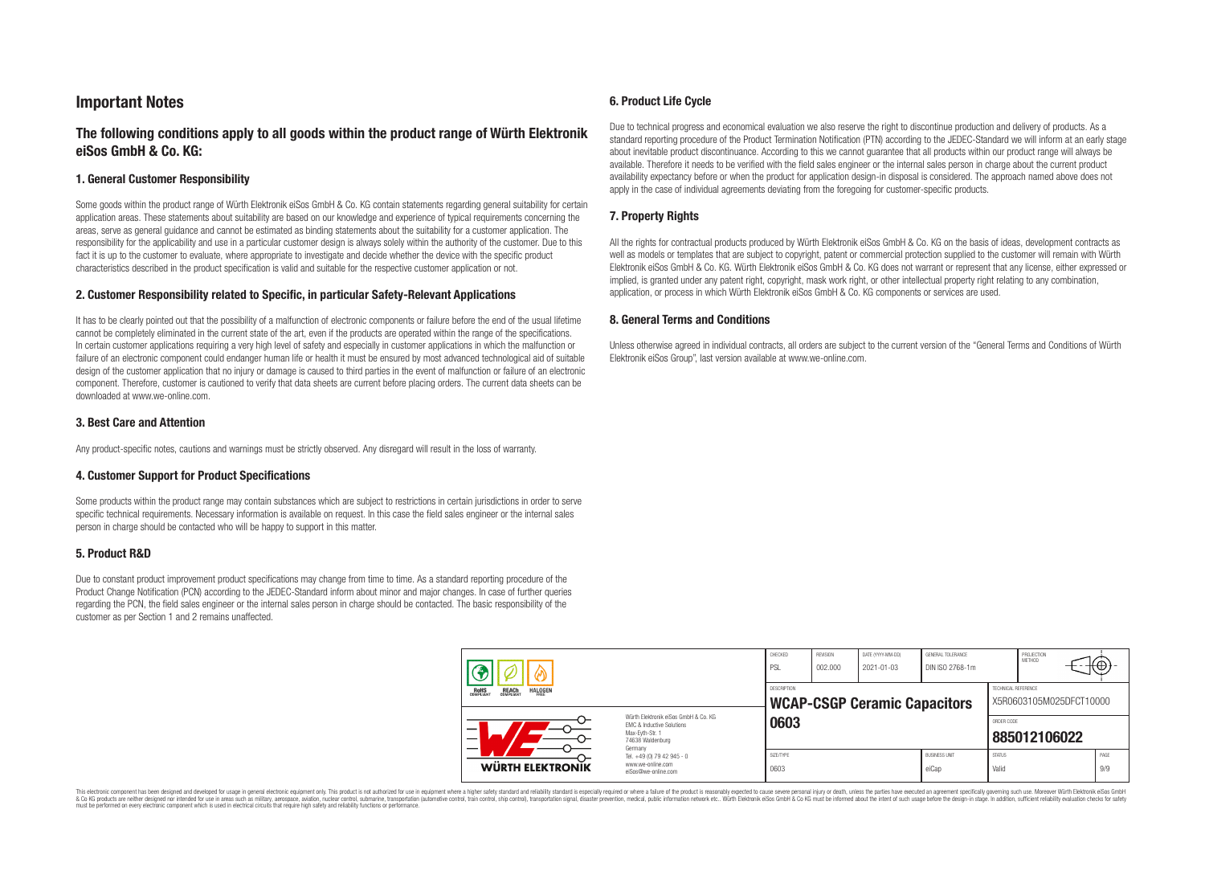# Important Notes

## The following conditions apply to all goods within the product range of Würth Elektronik eiSos GmbH & Co. KG:

### 1. General Customer Responsibility

Some goods within the product range of Würth Elektronik eiSos GmbH & Co. KG contain statements regarding general suitability for certain application areas. These statements about suitability are based on our knowledge and experience of typical requirements concerning the areas, serve as general guidance and cannot be estimated as binding statements about the suitability for a customer application. The responsibility for the applicability and use in a particular customer design is always solely within the authority of the customer. Due to this fact it is up to the customer to evaluate, where appropriate to investigate and decide whether the device with the specific product characteristics described in the product specification is valid and suitable for the respective customer application or not.

### 2. Customer Responsibility related to Specific, in particular Safety-Relevant Applications

It has to be clearly pointed out that the possibility of a malfunction of electronic components or failure before the end of the usual lifetime cannot be completely eliminated in the current state of the art, even if the products are operated within the range of the specifications. In certain customer applications requiring a very high level of safety and especially in customer applications in which the malfunction or failure of an electronic component could endanger human life or health it must be ensured by most advanced technological aid of suitable design of the customer application that no injury or damage is caused to third parties in the event of malfunction or failure of an electronic component. Therefore, customer is cautioned to verify that data sheets are current before placing orders. The current data sheets can be downloaded at www.we-online.com.

### 3. Best Care and Attention

Any product-specific notes, cautions and warnings must be strictly observed. Any disregard will result in the loss of warranty.

### 4. Customer Support for Product Specifications

Some products within the product range may contain substances which are subject to restrictions in certain jurisdictions in order to serve specific technical requirements. Necessary information is available on request. In this case the field sales engineer or the internal sales person in charge should be contacted who will be happy to support in this matter.

### 5. Product R&D

Due to constant product improvement product specifications may change from time to time. As a standard reporting procedure of the Product Change Notification (PCN) according to the JEDEC-Standard inform about minor and major changes. In case of further queries regarding the PCN, the field sales engineer or the internal sales person in charge should be contacted. The basic responsibility of the customer as per Section 1 and 2 remains unaffected.

### 6. Product Life Cycle

Due to technical progress and economical evaluation we also reserve the right to discontinue production and delivery of products. As a standard reporting procedure of the Product Termination Notification (PTN) according to the JEDEC-Standard we will inform at an early stage about inevitable product discontinuance. According to this we cannot guarantee that all products within our product range will always be available. Therefore it needs to be verified with the field sales engineer or the internal sales person in charge about the current product availability expectancy before or when the product for application design-in disposal is considered. The approach named above does not apply in the case of individual agreements deviating from the foregoing for customer-specific products.

### 7. Property Rights

All the rights for contractual products produced by Würth Elektronik eiSos GmbH & Co. KG on the basis of ideas, development contracts as well as models or templates that are subject to copyright, patent or commercial protection supplied to the customer will remain with Würth Elektronik eiSos GmbH & Co. KG. Würth Elektronik eiSos GmbH & Co. KG does not warrant or represent that any license, either expressed or implied, is granted under any patent right, copyright, mask work right, or other intellectual property right relating to any combination, application, or process in which Würth Elektronik eiSos GmbH & Co. KG components or services are used.

### 8. General Terms and Conditions

Unless otherwise agreed in individual contracts, all orders are subject to the current version of the "General Terms and Conditions of Würth Elektronik eiSos Group", last version available at www.we-online.com.

| | | | | | | |
|---|---|---|---|---|---|---|
| RoHS COMPLIANT / REACh COMPLIANT / HALOGEN FREE | CHECKED PSL | REVISION 002.000 | DATE (YYYY-MM-DD) 2021-01-03 | GENERAL TOLERANCE DIN ISO 2768-1m | PROJECTION METHOD | |
| | DESCRIPTION **WCAP-CSGP Ceramic Capacitors** **0603** | | | | TECHNICAL REFERENCE X5R0603105M025DFCT10000 | |
| WÜRTH ELEKTRONIK — Würth Elektronik eiSos GmbH & Co. KG, EMC & Inductive Solutions, Max-Eyth-Str. 1, 74638 Waldenburg, Germany, Tel. +49 (0) 79 42 945 - 0, www.we-online.com, eiSos@we-online.com | | | | | ORDER CODE **885012106022** | |
| | SIZE/TYPE 0603 | | | BUSINESS UNIT eiCap | STATUS Valid | PAGE 9/9 |

This electronic component has been designed and developed for usage in general electronic equipment only. This product is not authorized for use in equipment where a higher safety standard and reliability standard is especially required or where a failure of the product is reasonably expected to cause severe personal injury or death, unless the parties have executed an agreement specifically governing such use. Moreover Würth Elektronik eiSos GmbH & Co KG products are neither designed nor intended for use in areas such as military, aerospace, aviation, nuclear control, submarine, transportation (automotive control, train control, ship control), transportation signal, disaster prevention, medical, public information network etc.. Würth Elektronik eiSos GmbH & Co KG must be informed about the intent of such usage before the design-in stage. In addition, sufficient reliability evaluation checks for safety must be performed on every electronic component which is used in electrical circuits that require high safety and reliability functions or performance.